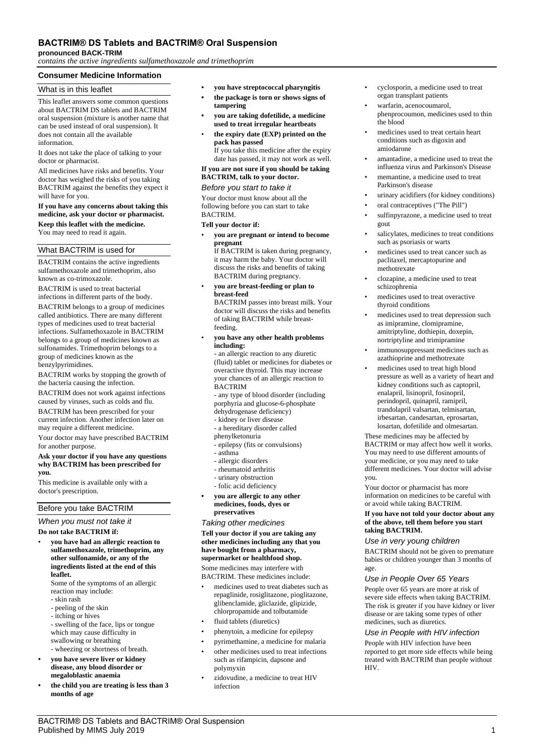# BACTRIM® DS Tablets and BACTRIM® Oral Suspension

**pronounced BACK-TRIM**

*contains the active ingredients sulfamethoxazole and trimethoprim*

## Consumer Medicine Information

### What is in this leaflet

This leaflet answers some common questions about BACTRIM DS tablets and BACTRIM oral suspension (mixture is another name that can be used instead of oral suspension). It does not contain all the available information.

It does not take the place of talking to your doctor or pharmacist.

All medicines have risks and benefits. Your doctor has weighed the risks of you taking BACTRIM against the benefits they expect it will have for you.

**If you have any concerns about taking this medicine, ask your doctor or pharmacist.**

**Keep this leaflet with the medicine.**
You may need to read it again.

### What BACTRIM is used for

BACTRIM contains the active ingredients sulfamethoxazole and trimethoprim, also known as co-trimoxazole.

BACTRIM is used to treat bacterial infections in different parts of the body.

BACTRIM belongs to a group of medicines called antibiotics. There are many different types of medicines used to treat bacterial infections. Sulfamethoxazole in BACTRIM belongs to a group of medicines known as sulfonamides. Trimethoprim belongs to a group of medicines known as the benzylpyrimidines.

BACTRIM works by stopping the growth of the bacteria causing the infection.

BACTRIM does not work against infections caused by viruses, such as colds and flu.

BACTRIM has been prescribed for your current infection. Another infection later on may require a different medicine.

Your doctor may have prescribed BACTRIM for another purpose.

**Ask your doctor if you have any questions why BACTRIM has been prescribed for you.**

This medicine is available only with a doctor's prescription.

### Before you take BACTRIM

#### *When you must not take it*

**Do not take BACTRIM if:**

- **you have had an allergic reaction to sulfamethoxazole, trimethoprim, any other sulfonamide, or any of the ingredients listed at the end of this leaflet.**
  Some of the symptoms of an allergic reaction may include:
  - skin rash
  - peeling of the skin
  - itching or hives
  - swelling of the face, lips or tongue which may cause difficulty in swallowing or breathing
  - wheezing or shortness of breath.
- **you have severe liver or kidney disease, any blood disorder or megaloblastic anaemia**
- **the child you are treating is less than 3 months of age**
- **you have streptococcal pharyngitis**
- **the package is torn or shows signs of tampering**
- **you are taking dofetilide, a medicine used to treat irregular heartbeats**
- **the expiry date (EXP) printed on the pack has passed**
  If you take this medicine after the expiry date has passed, it may not work as well.

**If you are not sure if you should be taking BACTRIM, talk to your doctor.**

#### *Before you start to take it*

Your doctor must know about all the following before you can start to take BACTRIM.

**Tell your doctor if:**

- **you are pregnant or intend to become pregnant**
  If BACTRIM is taken during pregnancy, it may harm the baby. Your doctor will discuss the risks and benefits of taking BACTRIM during pregnancy.
- **you are breast-feeding or plan to breast-feed**
  BACTRIM passes into breast milk. Your doctor will discuss the risks and benefits of taking BACTRIM while breast-feeding.
- **you have any other health problems including:**
  - an allergic reaction to any diuretic (fluid) tablet or medicines for diabetes or overactive thyroid. This may increase your chances of an allergic reaction to BACTRIM
  - any type of blood disorder (including porphyria and glucose-6-phosphate dehydrogenase deficiency)
  - kidney or liver disease
  - a hereditary disorder called phenylketonuria
  - epilepsy (fits or convulsions)
  - asthma
  - allergic disorders
  - rheumatoid arthritis
  - urinary obstruction
  - folic acid deficiency
- **you are allergic to any other medicines, foods, dyes or preservatives**

#### *Taking other medicines*

**Tell your doctor if you are taking any other medicines including any that you have bought from a pharmacy, supermarket or healthfood shop.**

Some medicines may interfere with BACTRIM. These medicines include:

- medicines used to treat diabetes such as repaglinide, rosiglitazone, pioglitazone, glibenclamide, gliclazide, glipizide, chlorpropamide and tolbutamide
- fluid tablets (diuretics)
- phenytoin, a medicine for epilepsy
- pyrimethamine, a medicine for malaria
- other medicines used to treat infections such as rifampicin, dapsone and polymyxin
- zidovudine, a medicine to treat HIV infection
- cyclosporin, a medicine used to treat organ transplant patients
- warfarin, acenocoumarol, phenprocoumon, medicines used to thin the blood
- medicines used to treat certain heart conditions such as digoxin and amiodarone
- amantadine, a medicine used to treat the influenza virus and Parkinson's Disease
- memantine, a medicine used to treat Parkinson's disease
- urinary acidifiers (for kidney conditions)
- oral contraceptives ("The Pill")
- sulfinpyrazone, a medicine used to treat gout
- salicylates, medicines to treat conditions such as psoriasis or warts
- medicines used to treat cancer such as paclitaxel, mercaptopurine and methotrexate
- clozapine, a medicine used to treat schizophrenia
- medicines used to treat overactive thyroid conditions
- medicines used to treat depression such as imipramine, clomipramine, amitriptyline, dothiepin, doxepin, nortriptyline and trimipramine
- immunosuppressant medicines such as azathioprine and methotrexate
- medicines used to treat high blood pressure as well as a variety of heart and kidney conditions such as captopril, enalapril, lisinopril, fosinopril, perindopril, quinapril, ramipril, trandolapril valsartan, telmisartan, irbesartan, candesartan, eprosartan, losartan, dofetilide and olmesartan.

These medicines may be affected by BACTRIM or may affect how well it works. You may need to use different amounts of your medicine, or you may need to take different medicines. Your doctor will advise you.

Your doctor or pharmacist has more information on medicines to be careful with or avoid while taking BACTRIM.

**If you have not told your doctor about any of the above, tell them before you start taking BACTRIM.**

#### *Use in very young children*

BACTRIM should not be given to premature babies or children younger than 3 months of age.

#### *Use in People Over 65 Years*

People over 65 years are more at risk of severe side effects when taking BACTRIM. The risk is greater if you have kidney or liver disease or are taking some types of other medicines, such as diuretics.

#### *Use in People with HIV infection*

People with HIV infection have been reported to get more side effects while being treated with BACTRIM than people without HIV.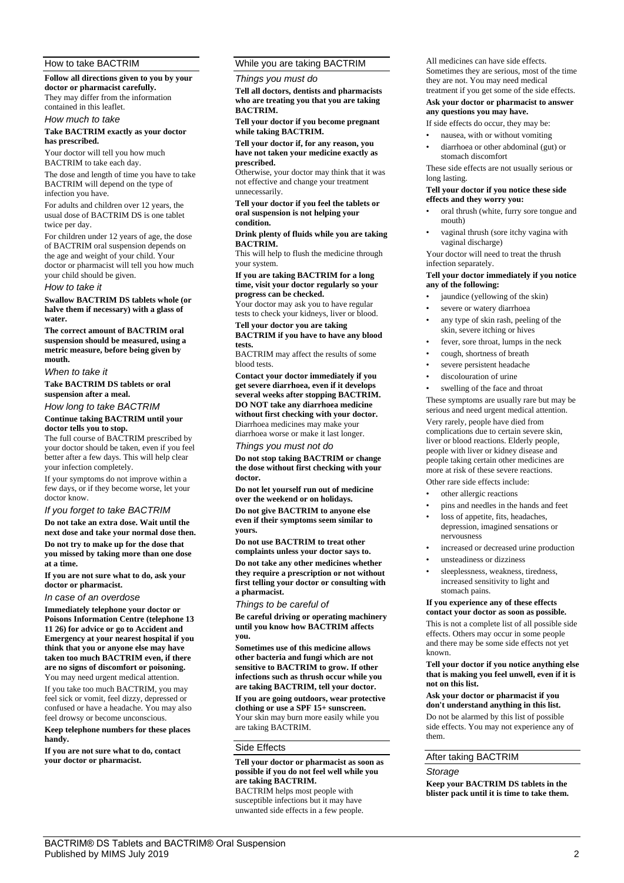## How to take BACTRIM

**Follow all directions given to you by your doctor or pharmacist carefully.**
They may differ from the information contained in this leaflet.

### *How much to take*

**Take BACTRIM exactly as your doctor has prescribed.**

Your doctor will tell you how much BACTRIM to take each day.

The dose and length of time you have to take BACTRIM will depend on the type of infection you have.

For adults and children over 12 years, the usual dose of BACTRIM DS is one tablet twice per day.

For children under 12 years of age, the dose of BACTRIM oral suspension depends on the age and weight of your child. Your doctor or pharmacist will tell you how much your child should be given.

### *How to take it*

**Swallow BACTRIM DS tablets whole (or halve them if necessary) with a glass of water.**

**The correct amount of BACTRIM oral suspension should be measured, using a metric measure, before being given by mouth.**

### *When to take it*

**Take BACTRIM DS tablets or oral suspension after a meal.**

### *How long to take BACTRIM*

**Continue taking BACTRIM until your doctor tells you to stop.**
The full course of BACTRIM prescribed by your doctor should be taken, even if you feel better after a few days. This will help clear your infection completely.

If your symptoms do not improve within a few days, or if they become worse, let your doctor know.

### *If you forget to take BACTRIM*

**Do not take an extra dose. Wait until the next dose and take your normal dose then.**

**Do not try to make up for the dose that you missed by taking more than one dose at a time.**

**If you are not sure what to do, ask your doctor or pharmacist.**

### *In case of an overdose*

**Immediately telephone your doctor or Poisons Information Centre (telephone 13 11 26) for advice or go to Accident and Emergency at your nearest hospital if you think that you or anyone else may have taken too much BACTRIM even, if there are no signs of discomfort or poisoning.**
You may need urgent medical attention.

If you take too much BACTRIM, you may feel sick or vomit, feel dizzy, depressed or confused or have a headache. You may also feel drowsy or become unconscious.

**Keep telephone numbers for these places handy.**

**If you are not sure what to do, contact your doctor or pharmacist.**

## While you are taking BACTRIM

### *Things you must do*

**Tell all doctors, dentists and pharmacists who are treating you that you are taking BACTRIM.**

**Tell your doctor if you become pregnant while taking BACTRIM.**

**Tell your doctor if, for any reason, you have not taken your medicine exactly as prescribed.**
Otherwise, your doctor may think that it was not effective and change your treatment unnecessarily.

**Tell your doctor if you feel the tablets or oral suspension is not helping your condition.**

**Drink plenty of fluids while you are taking BACTRIM.**
This will help to flush the medicine through your system.

**If you are taking BACTRIM for a long time, visit your doctor regularly so your progress can be checked.**
Your doctor may ask you to have regular tests to check your kidneys, liver or blood.

**Tell your doctor you are taking BACTRIM if you have to have any blood tests.**
BACTRIM may affect the results of some blood tests.

**Contact your doctor immediately if you get severe diarrhoea, even if it develops several weeks after stopping BACTRIM. DO NOT take any diarrhoea medicine without first checking with your doctor.**
Diarrhoea medicines may make your diarrhoea worse or make it last longer.

### *Things you must not do*

**Do not stop taking BACTRIM or change the dose without first checking with your doctor.**

**Do not let yourself run out of medicine over the weekend or on holidays.**

**Do not give BACTRIM to anyone else even if their symptoms seem similar to yours.**

**Do not use BACTRIM to treat other complaints unless your doctor says to.**

**Do not take any other medicines whether they require a prescription or not without first telling your doctor or consulting with a pharmacist.**

### *Things to be careful of*

**Be careful driving or operating machinery until you know how BACTRIM affects you.**

**Sometimes use of this medicine allows other bacteria and fungi which are not sensitive to BACTRIM to grow. If other infections such as thrush occur while you are taking BACTRIM, tell your doctor.**

**If you are going outdoors, wear protective clothing or use a SPF 15+ sunscreen.**
Your skin may burn more easily while you are taking BACTRIM.

## Side Effects

**Tell your doctor or pharmacist as soon as possible if you do not feel well while you are taking BACTRIM.**
BACTRIM helps most people with susceptible infections but it may have unwanted side effects in a few people.

All medicines can have side effects. Sometimes they are serious, most of the time they are not. You may need medical treatment if you get some of the side effects.

**Ask your doctor or pharmacist to answer any questions you may have.**

If side effects do occur, they may be:

- nausea, with or without vomiting
- diarrhoea or other abdominal (gut) or stomach discomfort

These side effects are not usually serious or long lasting.

**Tell your doctor if you notice these side effects and they worry you:**

- oral thrush (white, furry sore tongue and mouth)
- vaginal thrush (sore itchy vagina with vaginal discharge)

Your doctor will need to treat the thrush infection separately.

**Tell your doctor immediately if you notice any of the following:**

- jaundice (yellowing of the skin)
- severe or watery diarrhoea
- any type of skin rash, peeling of the skin, severe itching or hives
- fever, sore throat, lumps in the neck
- cough, shortness of breath
- severe persistent headache
- discolouration of urine
- swelling of the face and throat

These symptoms are usually rare but may be serious and need urgent medical attention.

Very rarely, people have died from complications due to certain severe skin, liver or blood reactions. Elderly people, people with liver or kidney disease and people taking certain other medicines are more at risk of these severe reactions.

Other rare side effects include:

- other allergic reactions
- pins and needles in the hands and feet
- loss of appetite, fits, headaches, depression, imagined sensations or nervousness
- increased or decreased urine production
- unsteadiness or dizziness
- sleeplessness, weakness, tiredness, increased sensitivity to light and stomach pains.

**If you experience any of these effects contact your doctor as soon as possible.**

This is not a complete list of all possible side effects. Others may occur in some people and there may be some side effects not yet known.

**Tell your doctor if you notice anything else that is making you feel unwell, even if it is not on this list.**

**Ask your doctor or pharmacist if you don't understand anything in this list.**

Do not be alarmed by this list of possible side effects. You may not experience any of them.

## After taking BACTRIM

### *Storage*

**Keep your BACTRIM DS tablets in the blister pack until it is time to take them.**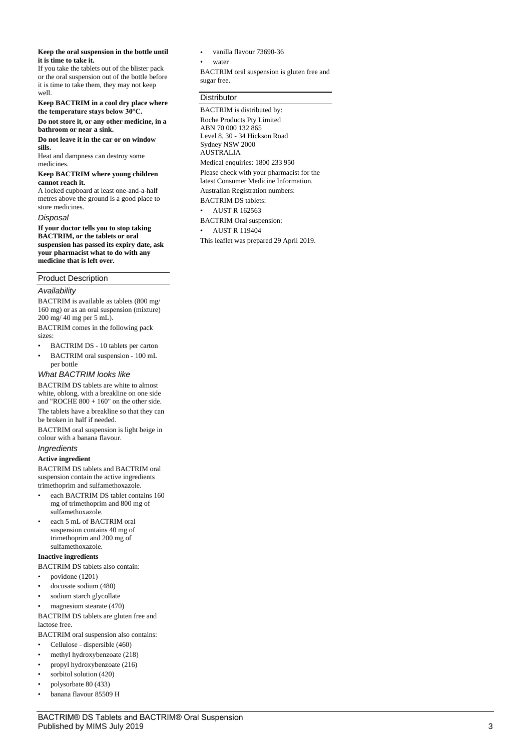**Keep the oral suspension in the bottle until it is time to take it.**

If you take the tablets out of the blister pack or the oral suspension out of the bottle before it is time to take them, they may not keep well.

**Keep BACTRIM in a cool dry place where the temperature stays below 30°C.**

**Do not store it, or any other medicine, in a bathroom or near a sink.**

**Do not leave it in the car or on window sills.**

Heat and dampness can destroy some medicines.

**Keep BACTRIM where young children cannot reach it.**

A locked cupboard at least one-and-a-half metres above the ground is a good place to store medicines.

### *Disposal*

**If your doctor tells you to stop taking BACTRIM, or the tablets or oral suspension has passed its expiry date, ask your pharmacist what to do with any medicine that is left over.**

## Product Description

### *Availability*

BACTRIM is available as tablets (800 mg/ 160 mg) or as an oral suspension (mixture) 200 mg/ 40 mg per 5 mL).

BACTRIM comes in the following pack sizes:

- BACTRIM DS - 10 tablets per carton
- BACTRIM oral suspension - 100 mL per bottle

### *What BACTRIM looks like*

BACTRIM DS tablets are white to almost white, oblong, with a breakline on one side and "ROCHE 800 + 160" on the other side.

The tablets have a breakline so that they can be broken in half if needed.

BACTRIM oral suspension is light beige in colour with a banana flavour.

### *Ingredients*

**Active ingredient**

BACTRIM DS tablets and BACTRIM oral suspension contain the active ingredients trimethoprim and sulfamethoxazole.

- each BACTRIM DS tablet contains 160 mg of trimethoprim and 800 mg of sulfamethoxazole.
- each 5 mL of BACTRIM oral suspension contains 40 mg of trimethoprim and 200 mg of sulfamethoxazole.

**Inactive ingredients**

BACTRIM DS tablets also contain:

- povidone (1201)
- docusate sodium (480)
- sodium starch glycollate
- magnesium stearate (470)

BACTRIM DS tablets are gluten free and lactose free.

BACTRIM oral suspension also contains:

- Cellulose - dispersible (460)
- methyl hydroxybenzoate (218)
- propyl hydroxybenzoate (216)
- sorbitol solution (420)
- polysorbate 80 (433)
- banana flavour 85509 H
- vanilla flavour 73690-36
- water

BACTRIM oral suspension is gluten free and sugar free.

## Distributor

BACTRIM is distributed by:

Roche Products Pty Limited
ABN 70 000 132 865
Level 8, 30 - 34 Hickson Road
Sydney NSW 2000
AUSTRALIA

Medical enquiries: 1800 233 950

Please check with your pharmacist for the latest Consumer Medicine Information.

Australian Registration numbers:

BACTRIM DS tablets:

- AUST R 162563

BACTRIM Oral suspension:

- AUST R 119404

This leaflet was prepared 29 April 2019.